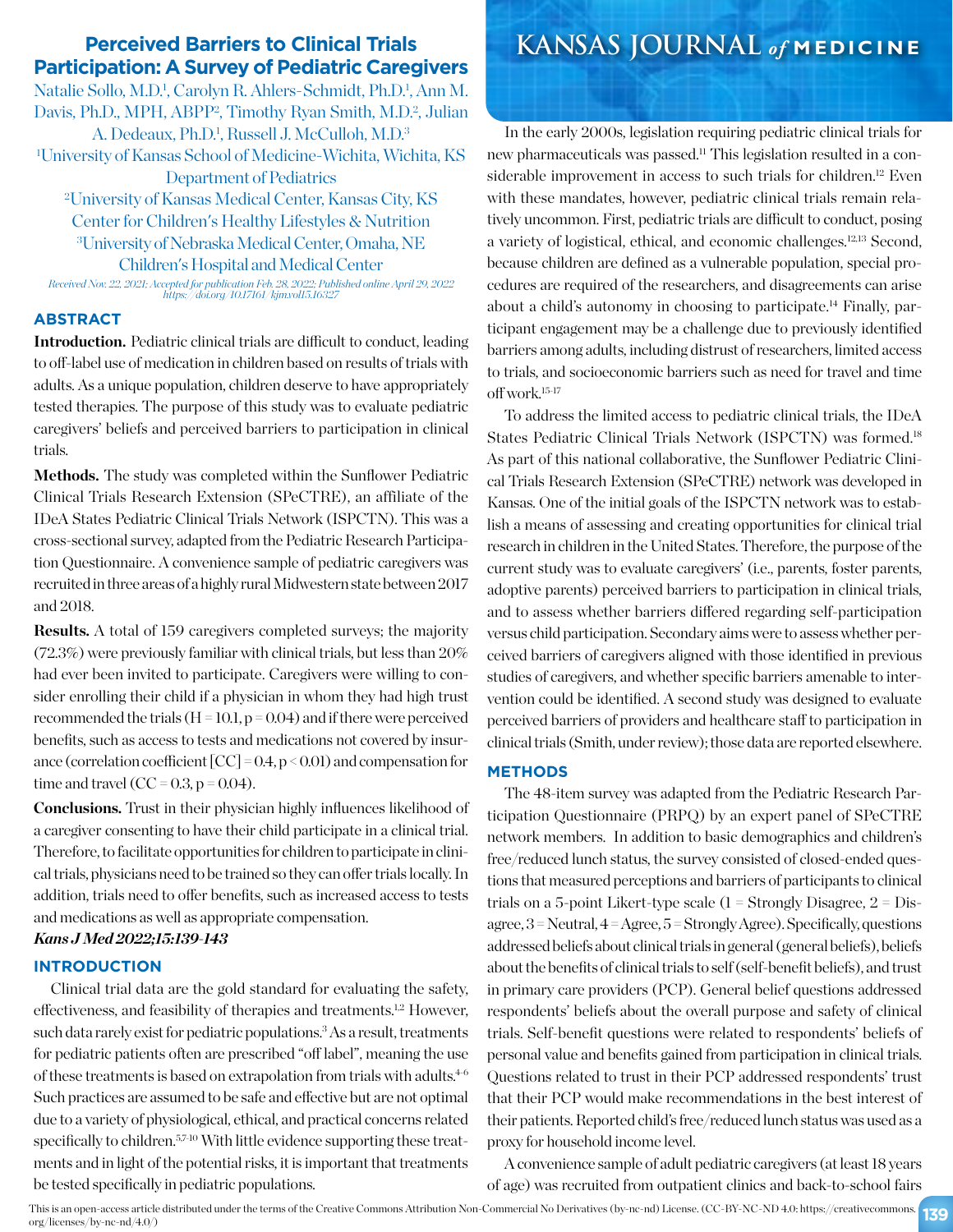# Perceived Barriers to Clinical Trials Participation: A Survey of Pediatric Caregivers

Natalie Sollo, M.D.[1], Carolyn R. Ahlers-Schmidt, Ph.D.[1], Ann M. Davis, Ph.D., MPH, ABPP[2], Timothy Ryan Smith, M.D.[2], Julian A. Dedeaux, Ph.D.[1], Russell J. McCulloh, M.D.[3]

[1]University of Kansas School of Medicine-Wichita, Wichita, KS Department of Pediatrics

[2]University of Kansas Medical Center, Kansas City, KS Center for Children's Healthy Lifestyles & Nutrition

[3]University of Nebraska Medical Center, Omaha, NE Children's Hospital and Medical Center

*Received Nov. 22, 2021; Accepted for publication Feb. 28, 2022; Published online April 29, 2022 https://doi.org/10.17161/kjm.vol15.16327*

## ABSTRACT

**Introduction.** Pediatric clinical trials are difficult to conduct, leading to off-label use of medication in children based on results of trials with adults. As a unique population, children deserve to have appropriately tested therapies. The purpose of this study was to evaluate pediatric caregivers' beliefs and perceived barriers to participation in clinical trials.

**Methods.** The study was completed within the Sunflower Pediatric Clinical Trials Research Extension (SPeCTRE), an affiliate of the IDeA States Pediatric Clinical Trials Network (ISPCTN). This was a cross-sectional survey, adapted from the Pediatric Research Participation Questionnaire. A convenience sample of pediatric caregivers was recruited in three areas of a highly rural Midwestern state between 2017 and 2018.

**Results.** A total of 159 caregivers completed surveys; the majority (72.3%) were previously familiar with clinical trials, but less than 20% had ever been invited to participate. Caregivers were willing to consider enrolling their child if a physician in whom they had high trust recommended the trials ($H = 10.1$, $p = 0.04$) and if there were perceived benefits, such as access to tests and medications not covered by insurance (correlation coefficient [CC] = 0.4, $p < 0.01$) and compensation for time and travel (CC = 0.3, $p = 0.04$).

**Conclusions.** Trust in their physician highly influences likelihood of a caregiver consenting to have their child participate in a clinical trial. Therefore, to facilitate opportunities for children to participate in clinical trials, physicians need to be trained so they can offer trials locally. In addition, trials need to offer benefits, such as increased access to tests and medications as well as appropriate compensation.

***Kans J Med 2022;15:139-143***

## INTRODUCTION

Clinical trial data are the gold standard for evaluating the safety, effectiveness, and feasibility of therapies and treatments.[1,2] However, such data rarely exist for pediatric populations.[3] As a result, treatments for pediatric patients often are prescribed "off label", meaning the use of these treatments is based on extrapolation from trials with adults.[4-6] Such practices are assumed to be safe and effective but are not optimal due to a variety of physiological, ethical, and practical concerns related specifically to children.[5,7-10] With little evidence supporting these treatments and in light of the potential risks, it is important that treatments be tested specifically in pediatric populations.

In the early 2000s, legislation requiring pediatric clinical trials for new pharmaceuticals was passed.[11] This legislation resulted in a considerable improvement in access to such trials for children.[12] Even with these mandates, however, pediatric clinical trials remain relatively uncommon. First, pediatric trials are difficult to conduct, posing a variety of logistical, ethical, and economic challenges.[12,13] Second, because children are defined as a vulnerable population, special procedures are required of the researchers, and disagreements can arise about a child's autonomy in choosing to participate.[14] Finally, participant engagement may be a challenge due to previously identified barriers among adults, including distrust of researchers, limited access to trials, and socioeconomic barriers such as need for travel and time off work.[15-17]

To address the limited access to pediatric clinical trials, the IDeA States Pediatric Clinical Trials Network (ISPCTN) was formed.[18] As part of this national collaborative, the Sunflower Pediatric Clinical Trials Research Extension (SPeCTRE) network was developed in Kansas. One of the initial goals of the ISPCTN network was to establish a means of assessing and creating opportunities for clinical trial research in children in the United States. Therefore, the purpose of the current study was to evaluate caregivers' (i.e., parents, foster parents, adoptive parents) perceived barriers to participation in clinical trials, and to assess whether barriers differed regarding self-participation versus child participation. Secondary aims were to assess whether perceived barriers of caregivers aligned with those identified in previous studies of caregivers, and whether specific barriers amenable to intervention could be identified. A second study was designed to evaluate perceived barriers of providers and healthcare staff to participation in clinical trials (Smith, under review); those data are reported elsewhere.

## METHODS

The 48-item survey was adapted from the Pediatric Research Participation Questionnaire (PRPQ) by an expert panel of SPeCTRE network members. In addition to basic demographics and children's free/reduced lunch status, the survey consisted of closed-ended questions that measured perceptions and barriers of participants to clinical trials on a 5-point Likert-type scale (1 = Strongly Disagree, 2 = Disagree, 3 = Neutral, 4 = Agree, 5 = Strongly Agree). Specifically, questions addressed beliefs about clinical trials in general (general beliefs), beliefs about the benefits of clinical trials to self (self-benefit beliefs), and trust in primary care providers (PCP). General belief questions addressed respondents' beliefs about the overall purpose and safety of clinical trials. Self-benefit questions were related to respondents' beliefs of personal value and benefits gained from participation in clinical trials. Questions related to trust in their PCP addressed respondents' trust that their PCP would make recommendations in the best interest of their patients. Reported child's free/reduced lunch status was used as a proxy for household income level.

A convenience sample of adult pediatric caregivers (at least 18 years of age) was recruited from outpatient clinics and back-to-school fairs

This is an open-access article distributed under the terms of the Creative Commons Attribution Non-Commercial No Derivatives (by-nc-nd) License. (CC-BY-NC-ND 4.0: https://creativecommons.org/licenses/by-nc-nd/4.0/)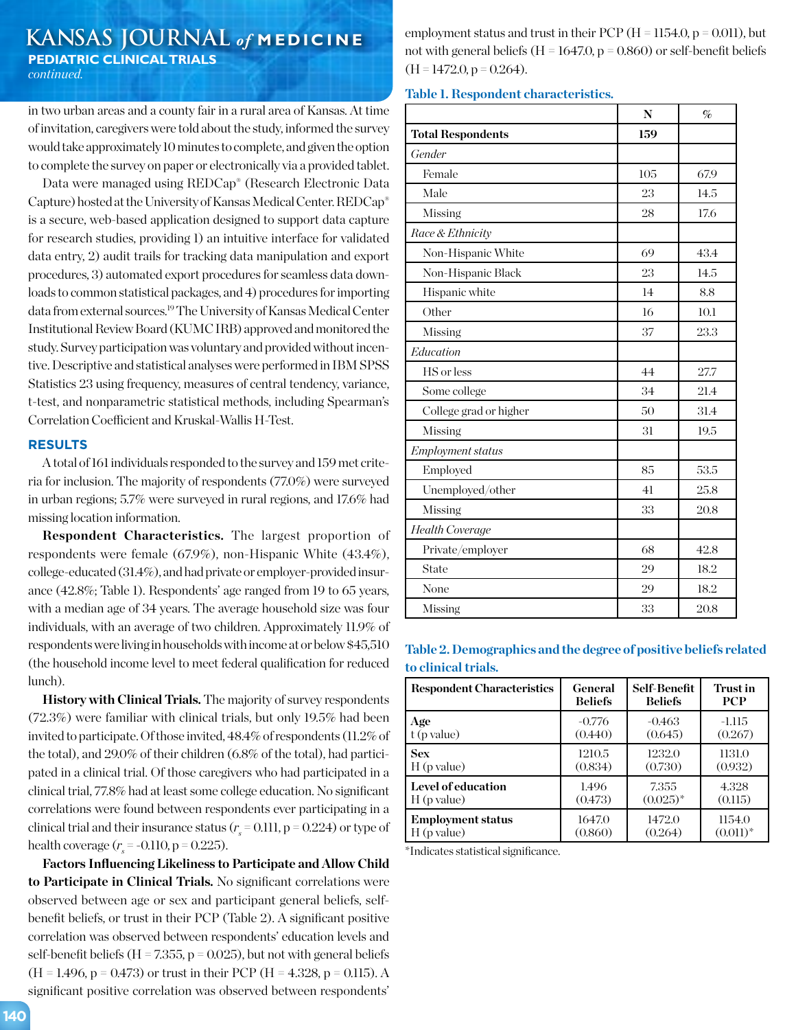in two urban areas and a county fair in a rural area of Kansas. At time of invitation, caregivers were told about the study, informed the survey would take approximately 10 minutes to complete, and given the option to complete the survey on paper or electronically via a provided tablet.

Data were managed using REDCap® (Research Electronic Data Capture) hosted at the University of Kansas Medical Center. REDCap® is a secure, web-based application designed to support data capture for research studies, providing 1) an intuitive interface for validated data entry, 2) audit trails for tracking data manipulation and export procedures, 3) automated export procedures for seamless data downloads to common statistical packages, and 4) procedures for importing data from external sources.[19] The University of Kansas Medical Center Institutional Review Board (KUMC IRB) approved and monitored the study. Survey participation was voluntary and provided without incentive. Descriptive and statistical analyses were performed in IBM SPSS Statistics 23 using frequency, measures of central tendency, variance, t-test, and nonparametric statistical methods, including Spearman's Correlation Coefficient and Kruskal-Wallis H-Test.

## RESULTS

A total of 161 individuals responded to the survey and 159 met criteria for inclusion. The majority of respondents (77.0%) were surveyed in urban regions; 5.7% were surveyed in rural regions, and 17.6% had missing location information.

**Respondent Characteristics.** The largest proportion of respondents were female (67.9%), non-Hispanic White (43.4%), college-educated (31.4%), and had private or employer-provided insurance (42.8%; Table 1). Respondents' age ranged from 19 to 65 years, with a median age of 34 years. The average household size was four individuals, with an average of two children. Approximately 11.9% of respondents were living in households with income at or below $45,510 (the household income level to meet federal qualification for reduced lunch).

**History with Clinical Trials.** The majority of survey respondents (72.3%) were familiar with clinical trials, but only 19.5% had been invited to participate. Of those invited, 48.4% of respondents (11.2% of the total), and 29.0% of their children (6.8% of the total), had participated in a clinical trial. Of those caregivers who had participated in a clinical trial, 77.8% had at least some college education. No significant correlations were found between respondents ever participating in a clinical trial and their insurance status ($r_s$ = 0.111, p = 0.224) or type of health coverage ($r_s$ = -0.110, p = 0.225).

**Factors Influencing Likeliness to Participate and Allow Child to Participate in Clinical Trials.** No significant correlations were observed between age or sex and participant general beliefs, self-benefit beliefs, or trust in their PCP (Table 2). A significant positive correlation was observed between respondents' education levels and self-benefit beliefs (H = 7.355, p = 0.025), but not with general beliefs (H = 1.496, p = 0.473) or trust in their PCP (H = 4.328, p = 0.115). A significant positive correlation was observed between respondents' employment status and trust in their PCP (H = 1154.0, p = 0.011), but not with general beliefs (H = 1647.0, p = 0.860) or self-benefit beliefs (H = 1472.0, p = 0.264).

**Table 1. Respondent characteristics.**

| | N | % |
|---|---|---|
| **Total Respondents** | **159** | |
| *Gender* | | |
| Female | 105 | 67.9 |
| Male | 23 | 14.5 |
| Missing | 28 | 17.6 |
| *Race & Ethnicity* | | |
| Non-Hispanic White | 69 | 43.4 |
| Non-Hispanic Black | 23 | 14.5 |
| Hispanic white | 14 | 8.8 |
| Other | 16 | 10.1 |
| Missing | 37 | 23.3 |
| *Education* | | |
| HS or less | 44 | 27.7 |
| Some college | 34 | 21.4 |
| College grad or higher | 50 | 31.4 |
| Missing | 31 | 19.5 |
| *Employment status* | | |
| Employed | 85 | 53.5 |
| Unemployed/other | 41 | 25.8 |
| Missing | 33 | 20.8 |
| *Health Coverage* | | |
| Private/employer | 68 | 42.8 |
| State | 29 | 18.2 |
| None | 29 | 18.2 |
| Missing | 33 | 20.8 |

**Table 2. Demographics and the degree of positive beliefs related to clinical trials.**

| Respondent Characteristics | General Beliefs | Self-Benefit Beliefs | Trust in PCP |
|---|---|---|---|
| **Age** t (p value) | -0.776 (0.440) | -0.463 (0.645) | -1.115 (0.267) |
| **Sex** H (p value) | 1210.5 (0.834) | 1232.0 (0.730) | 1131.0 (0.932) |
| **Level of education** H (p value) | 1.496 (0.473) | 7.355 (0.025)* | 4.328 (0.115) |
| **Employment status** H (p value) | 1647.0 (0.860) | 1472.0 (0.264) | 1154.0 (0.011)* |

*Indicates statistical significance.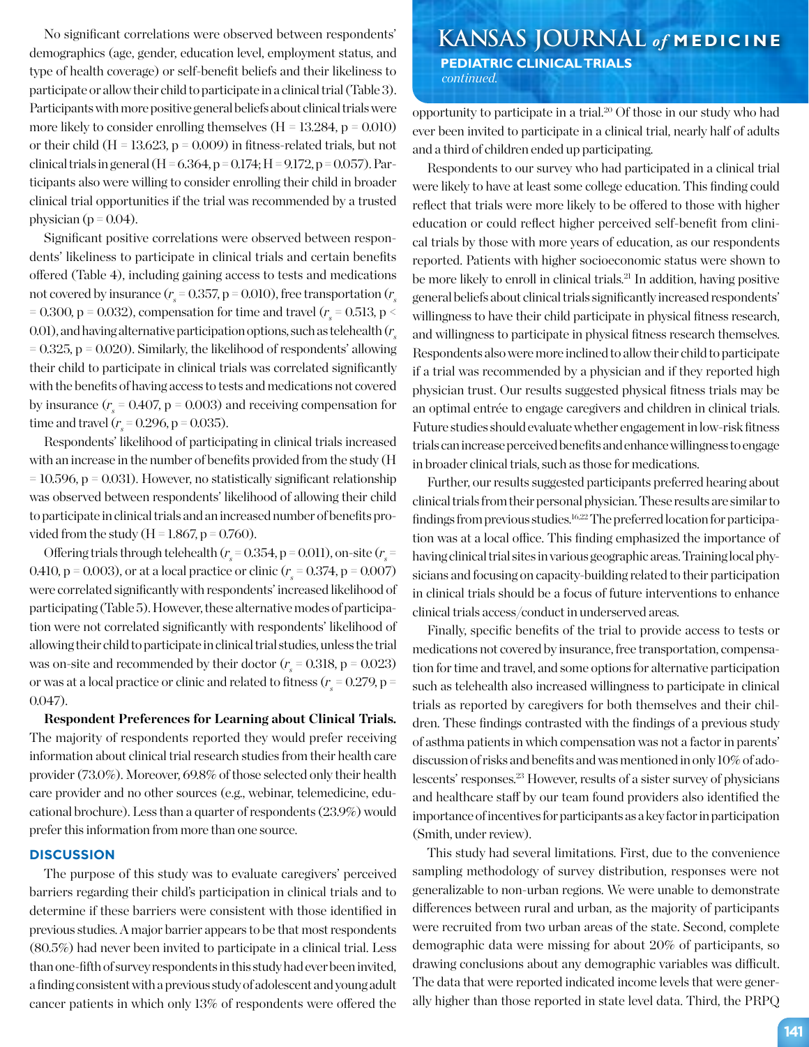No significant correlations were observed between respondents' demographics (age, gender, education level, employment status, and type of health coverage) or self-benefit beliefs and their likeliness to participate or allow their child to participate in a clinical trial (Table 3). Participants with more positive general beliefs about clinical trials were more likely to consider enrolling themselves ($H = 13.284$, $p = 0.010$) or their child ($H = 13.623$, $p = 0.009$) in fitness-related trials, but not clinical trials in general ($H = 6.364$, $p = 0.174$; $H = 9.172$, $p = 0.057$). Participants also were willing to consider enrolling their child in broader clinical trial opportunities if the trial was recommended by a trusted physician ($p = 0.04$).

Significant positive correlations were observed between respondents' likeliness to participate in clinical trials and certain benefits offered (Table 4), including gaining access to tests and medications not covered by insurance ($r_s = 0.357$, $p = 0.010$), free transportation ($r_s = 0.300$, $p = 0.032$), compensation for time and travel ($r_s = 0.513$, $p < 0.01$), and having alternative participation options, such as telehealth ($r_s = 0.325$, $p = 0.020$). Similarly, the likelihood of respondents' allowing their child to participate in clinical trials was correlated significantly with the benefits of having access to tests and medications not covered by insurance ($r_s = 0.407$, $p = 0.003$) and receiving compensation for time and travel ($r_s = 0.296$, $p = 0.035$).

Respondents' likelihood of participating in clinical trials increased with an increase in the number of benefits provided from the study ($H = 10.596$, $p = 0.031$). However, no statistically significant relationship was observed between respondents' likelihood of allowing their child to participate in clinical trials and an increased number of benefits provided from the study ($H = 1.867$, $p = 0.760$).

Offering trials through telehealth ($r_s = 0.354$, $p = 0.011$), on-site ($r_s = 0.410$, $p = 0.003$), or at a local practice or clinic ($r_s = 0.374$, $p = 0.007$) were correlated significantly with respondents' increased likelihood of participating (Table 5). However, these alternative modes of participation were not correlated significantly with respondents' likelihood of allowing their child to participate in clinical trial studies, unless the trial was on-site and recommended by their doctor ($r_s = 0.318$, $p = 0.023$) or was at a local practice or clinic and related to fitness ($r_s = 0.279$, $p = 0.047$).

**Respondent Preferences for Learning about Clinical Trials.** The majority of respondents reported they would prefer receiving information about clinical trial research studies from their health care provider (73.0%). Moreover, 69.8% of those selected only their health care provider and no other sources (e.g., webinar, telemedicine, educational brochure). Less than a quarter of respondents (23.9%) would prefer this information from more than one source.

## DISCUSSION

The purpose of this study was to evaluate caregivers' perceived barriers regarding their child's participation in clinical trials and to determine if these barriers were consistent with those identified in previous studies. A major barrier appears to be that most respondents (80.5%) had never been invited to participate in a clinical trial. Less than one-fifth of survey respondents in this study had ever been invited, a finding consistent with a previous study of adolescent and young adult cancer patients in which only 13% of respondents were offered the opportunity to participate in a trial.[20] Of those in our study who had ever been invited to participate in a clinical trial, nearly half of adults and a third of children ended up participating.

Respondents to our survey who had participated in a clinical trial were likely to have at least some college education. This finding could reflect that trials were more likely to be offered to those with higher education or could reflect higher perceived self-benefit from clinical trials by those with more years of education, as our respondents reported. Patients with higher socioeconomic status were shown to be more likely to enroll in clinical trials.[21] In addition, having positive general beliefs about clinical trials significantly increased respondents' willingness to have their child participate in physical fitness research, and willingness to participate in physical fitness research themselves. Respondents also were more inclined to allow their child to participate if a trial was recommended by a physician and if they reported high physician trust. Our results suggested physical fitness trials may be an optimal entrée to engage caregivers and children in clinical trials. Future studies should evaluate whether engagement in low-risk fitness trials can increase perceived benefits and enhance willingness to engage in broader clinical trials, such as those for medications.

Further, our results suggested participants preferred hearing about clinical trials from their personal physician. These results are similar to findings from previous studies.[16,22] The preferred location for participation was at a local office. This finding emphasized the importance of having clinical trial sites in various geographic areas. Training local physicians and focusing on capacity-building related to their participation in clinical trials should be a focus of future interventions to enhance clinical trials access/conduct in underserved areas.

Finally, specific benefits of the trial to provide access to tests or medications not covered by insurance, free transportation, compensation for time and travel, and some options for alternative participation such as telehealth also increased willingness to participate in clinical trials as reported by caregivers for both themselves and their children. These findings contrasted with the findings of a previous study of asthma patients in which compensation was not a factor in parents' discussion of risks and benefits and was mentioned in only 10% of adolescents' responses.[23] However, results of a sister survey of physicians and healthcare staff by our team found providers also identified the importance of incentives for participants as a key factor in participation (Smith, under review).

This study had several limitations. First, due to the convenience sampling methodology of survey distribution, responses were not generalizable to non-urban regions. We were unable to demonstrate differences between rural and urban, as the majority of participants were recruited from two urban areas of the state. Second, complete demographic data were missing for about 20% of participants, so drawing conclusions about any demographic variables was difficult. The data that were reported indicated income levels that were generally higher than those reported in state level data. Third, the PRPQ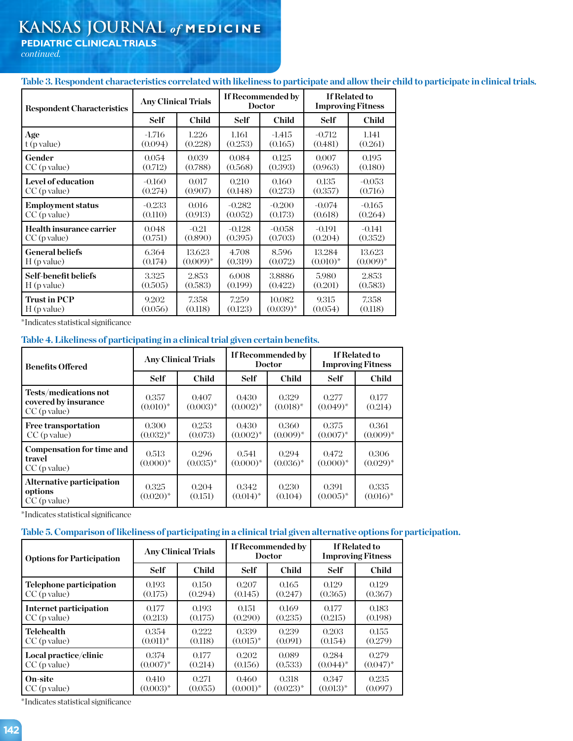**Table 3. Respondent characteristics correlated with likeliness to participate and allow their child to participate in clinical trials.**

| Respondent Characteristics | Any Clinical Trials | | If Recommended by Doctor | | If Related to Improving Fitness | |
|---|---|---|---|---|---|---|
| | Self | Child | Self | Child | Self | Child |
| **Age** t (p value) | -1.716 (0.094) | 1.226 (0.228) | 1.161 (0.253) | -1.415 (0.165) | -0.712 (0.481) | 1.141 (0.261) |
| **Gender** CC (p value) | 0.054 (0.712) | 0.039 (0.788) | 0.084 (0.568) | 0.125 (0.393) | 0.007 (0.963) | 0.195 (0.180) |
| **Level of education** CC (p value) | -0.160 (0.274) | 0.017 (0.907) | 0.210 (0.148) | 0.160 (0.273) | 0.135 (0.357) | -0.053 (0.716) |
| **Employment status** CC (p value) | -0.233 (0.110) | 0.016 (0.913) | -0.282 (0.052) | -0.200 (0.173) | -0.074 (0.618) | -0.165 (0.264) |
| **Health insurance carrier** CC (p value) | 0.048 (0.751) | -0.21 (0.890) | -0.128 (0.395) | -0.058 (0.703) | -0.191 (0.204) | -0.141 (0.352) |
| **General beliefs** H (p value) | 6.364 (0.174) | 13.623 (0.009)* | 4.708 (0.319) | 8.596 (0.072) | 13.284 (0.010)* | 13.623 (0.009)* |
| **Self-benefit beliefs** H (p value) | 3.325 (0.505) | 2.853 (0.583) | 6.008 (0.199) | 3.8886 (0.422) | 5.980 (0.201) | 2.853 (0.583) |
| **Trust in PCP** H (p value) | 9.202 (0.056) | 7.358 (0.118) | 7.259 (0.123) | 10.082 (0.039)* | 9.315 (0.054) | 7.358 (0.118) |

*Indicates statistical significance

**Table 4. Likeliness of participating in a clinical trial given certain benefits.**

| Benefits Offered | Any Clinical Trials | | If Recommended by Doctor | | If Related to Improving Fitness | |
|---|---|---|---|---|---|---|
| | Self | Child | Self | Child | Self | Child |
| **Tests/medications not covered by insurance** CC (p value) | 0.357 (0.010)* | 0.407 (0.003)* | 0.430 (0.002)* | 0.329 (0.018)* | 0.277 (0.049)* | 0.177 (0.214) |
| **Free transportation** CC (p value) | 0.300 (0.032)* | 0.253 (0.073) | 0.430 (0.002)* | 0.360 (0.009)* | 0.375 (0.007)* | 0.361 (0.009)* |
| **Compensation for time and travel** CC (p value) | 0.513 (0.000)* | 0.296 (0.035)* | 0.541 (0.000)* | 0.294 (0.036)* | 0.472 (0.000)* | 0.306 (0.029)* |
| **Alternative participation options** CC (p value) | 0.325 (0.020)* | 0.204 (0.151) | 0.342 (0.014)* | 0.230 (0.104) | 0.391 (0.005)* | 0.335 (0.016)* |

*Indicates statistical significance

**Table 5. Comparison of likeliness of participating in a clinical trial given alternative options for participation.**

| Options for Participation | Any Clinical Trials | | If Recommended by Doctor | | If Related to Improving Fitness | |
|---|---|---|---|---|---|---|
| | Self | Child | Self | Child | Self | Child |
| **Telephone participation** CC (p value) | 0.193 (0.175) | 0.150 (0.294) | 0.207 (0.145) | 0.165 (0.247) | 0.129 (0.365) | 0.129 (0.367) |
| **Internet participation** CC (p value) | 0.177 (0.213) | 0.193 (0.175) | 0.151 (0.290) | 0.169 (0.235) | 0.177 (0.215) | 0.183 (0.198) |
| **Telehealth** CC (p value) | 0.354 (0.011)* | 0.222 (0.118) | 0.339 (0.015)* | 0.239 (0.091) | 0.203 (0.154) | 0.155 (0.279) |
| **Local practice/clinic** CC (p value) | 0.374 (0.007)* | 0.177 (0.214) | 0.202 (0.156) | 0.089 (0.533) | 0.284 (0.044)* | 0.279 (0.047)* |
| **On-site** CC (p value) | 0.410 (0.003)* | 0.271 (0.055) | 0.460 (0.001)* | 0.318 (0.023)* | 0.347 (0.013)* | 0.235 (0.097) |

*Indicates statistical significance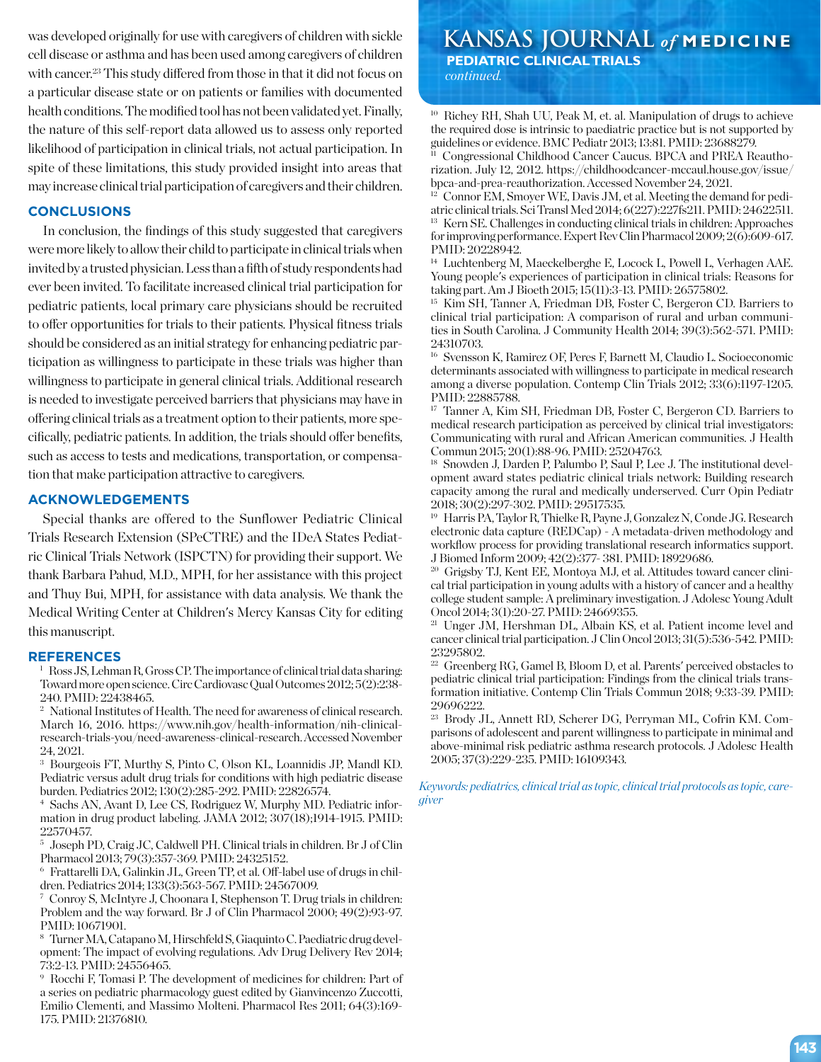was developed originally for use with caregivers of children with sickle cell disease or asthma and has been used among caregivers of children with cancer.[23] This study differed from those in that it did not focus on a particular disease state or on patients or families with documented health conditions. The modified tool has not been validated yet. Finally, the nature of this self-report data allowed us to assess only reported likelihood of participation in clinical trials, not actual participation. In spite of these limitations, this study provided insight into areas that may increase clinical trial participation of caregivers and their children.

## CONCLUSIONS

In conclusion, the findings of this study suggested that caregivers were more likely to allow their child to participate in clinical trials when invited by a trusted physician. Less than a fifth of study respondents had ever been invited. To facilitate increased clinical trial participation for pediatric patients, local primary care physicians should be recruited to offer opportunities for trials to their patients. Physical fitness trials should be considered as an initial strategy for enhancing pediatric participation as willingness to participate in these trials was higher than willingness to participate in general clinical trials. Additional research is needed to investigate perceived barriers that physicians may have in offering clinical trials as a treatment option to their patients, more specifically, pediatric patients. In addition, the trials should offer benefits, such as access to tests and medications, transportation, or compensation that make participation attractive to caregivers.

## ACKNOWLEDGEMENTS

Special thanks are offered to the Sunflower Pediatric Clinical Trials Research Extension (SPeCTRE) and the IDeA States Pediatric Clinical Trials Network (ISPCTN) for providing their support. We thank Barbara Pahud, M.D., MPH, for her assistance with this project and Thuy Bui, MPH, for assistance with data analysis. We thank the Medical Writing Center at Children's Mercy Kansas City for editing this manuscript.

## REFERENCES

1. Ross JS, Lehman R, Gross CP. The importance of clinical trial data sharing: Toward more open science. Circ Cardiovasc Qual Outcomes 2012; 5(2):238-240. PMID: 22438465.
2. National Institutes of Health. The need for awareness of clinical research. March 16, 2016. https://www.nih.gov/health-information/nih-clinical-research-trials-you/need-awareness-clinical-research. Accessed November 24, 2021.
3. Bourgeois FT, Murthy S, Pinto C, Olson KL, Loannidis JP, Mandl KD. Pediatric versus adult drug trials for conditions with high pediatric disease burden. Pediatrics 2012; 130(2):285-292. PMID: 22826574.
4. Sachs AN, Avant D, Lee CS, Rodriguez W, Murphy MD. Pediatric information in drug product labeling. JAMA 2012; 307(18):1914-1915. PMID: 22570457.
5. Joseph PD, Craig JC, Caldwell PH. Clinical trials in children. Br J of Clin Pharmacol 2013; 79(3):357-369. PMID: 24325152.
6. Frattarelli DA, Galinkin JL, Green TP, et al. Off-label use of drugs in children. Pediatrics 2014; 133(3):563-567. PMID: 24567009.
7. Conroy S, McIntyre J, Choonara I, Stephenson T. Drug trials in children: Problem and the way forward. Br J of Clin Pharmacol 2000; 49(2):93-97. PMID: 10671901.
8. Turner MA, Catapano M, Hirschfeld S, Giaquinto C. Paediatric drug development: The impact of evolving regulations. Adv Drug Delivery Rev 2014; 73:2-13. PMID: 24556465.
9. Rocchi F, Tomasi P. The development of medicines for children: Part of a series on pediatric pharmacology guest edited by Gianvincenzo Zuccotti, Emilio Clementi, and Massimo Molteni. Pharmacol Res 2011; 64(3):169-175. PMID: 21376810.
10. Richey RH, Shah UU, Peak M, et. al. Manipulation of drugs to achieve the required dose is intrinsic to paediatric practice but is not supported by guidelines or evidence. BMC Pediatr 2013; 13:81. PMID: 23688279.
11. Congressional Childhood Cancer Caucus. BPCA and PREA Reauthorization. July 12, 2012. https://childhoodcancer-mccaul.house.gov/issue/bpca-and-prea-reauthorization. Accessed November 24, 2021.
12. Connor EM, Smoyer WE, Davis JM, et al. Meeting the demand for pediatric clinical trials. Sci Transl Med 2014; 6(227):227fs211. PMID: 24622511.
13. Kern SE. Challenges in conducting clinical trials in children: Approaches for improving performance. Expert Rev Clin Pharmacol 2009; 2(6):609-617. PMID: 20228942.
14. Luchtenberg M, Maeckelberghe E, Locock L, Powell L, Verhagen AAE. Young people's experiences of participation in clinical trials: Reasons for taking part. Am J Bioeth 2015; 15(11):3-13. PMID: 26575802.
15. Kim SH, Tanner A, Friedman DB, Foster C, Bergeron CD. Barriers to clinical trial participation: A comparison of rural and urban communities in South Carolina. J Community Health 2014; 39(3):562-571. PMID: 24310703.
16. Svensson K, Ramirez OF, Peres F, Barnett M, Claudio L. Socioeconomic determinants associated with willingness to participate in medical research among a diverse population. Contemp Clin Trials 2012; 33(6):1197-1205. PMID: 22885788.
17. Tanner A, Kim SH, Friedman DB, Foster C, Bergeron CD. Barriers to medical research participation as perceived by clinical trial investigators: Communicating with rural and African American communities. J Health Commun 2015; 20(1):88-96. PMID: 25204763.
18. Snowden J, Darden P, Palumbo P, Saul P, Lee J. The institutional development award states pediatric clinical trials network: Building research capacity among the rural and medically underserved. Curr Opin Pediatr 2018; 30(2):297-302. PMID: 29517535.
19. Harris PA, Taylor R, Thielke R, Payne J, Gonzalez N, Conde JG. Research electronic data capture (REDCap) - A metadata-driven methodology and workflow process for providing translational research informatics support. J Biomed Inform 2009; 42(2):377- 381. PMID: 18929686.
20. Grigsby TJ, Kent EE, Montoya MJ, et al. Attitudes toward cancer clinical trial participation in young adults with a history of cancer and a healthy college student sample: A preliminary investigation. J Adolesc Young Adult Oncol 2014; 3(1):20-27. PMID: 24669355.
21. Unger JM, Hershman DL, Albain KS, et al. Patient income level and cancer clinical trial participation. J Clin Oncol 2013; 31(5):536-542. PMID: 23295802.
22. Greenberg RG, Gamel B, Bloom D, et al. Parents' perceived obstacles to pediatric clinical trial participation: Findings from the clinical trials transformation initiative. Contemp Clin Trials Commun 2018; 9:33-39. PMID: 29696222.
23. Brody JL, Annett RD, Scherer DG, Perryman ML, Cofrin KM. Comparisons of adolescent and parent willingness to participate in minimal and above-minimal risk pediatric asthma research protocols. J Adolesc Health 2005; 37(3):229-235. PMID: 16109343.

*Keywords: pediatrics, clinical trial as topic, clinical trial protocols as topic, caregiver*